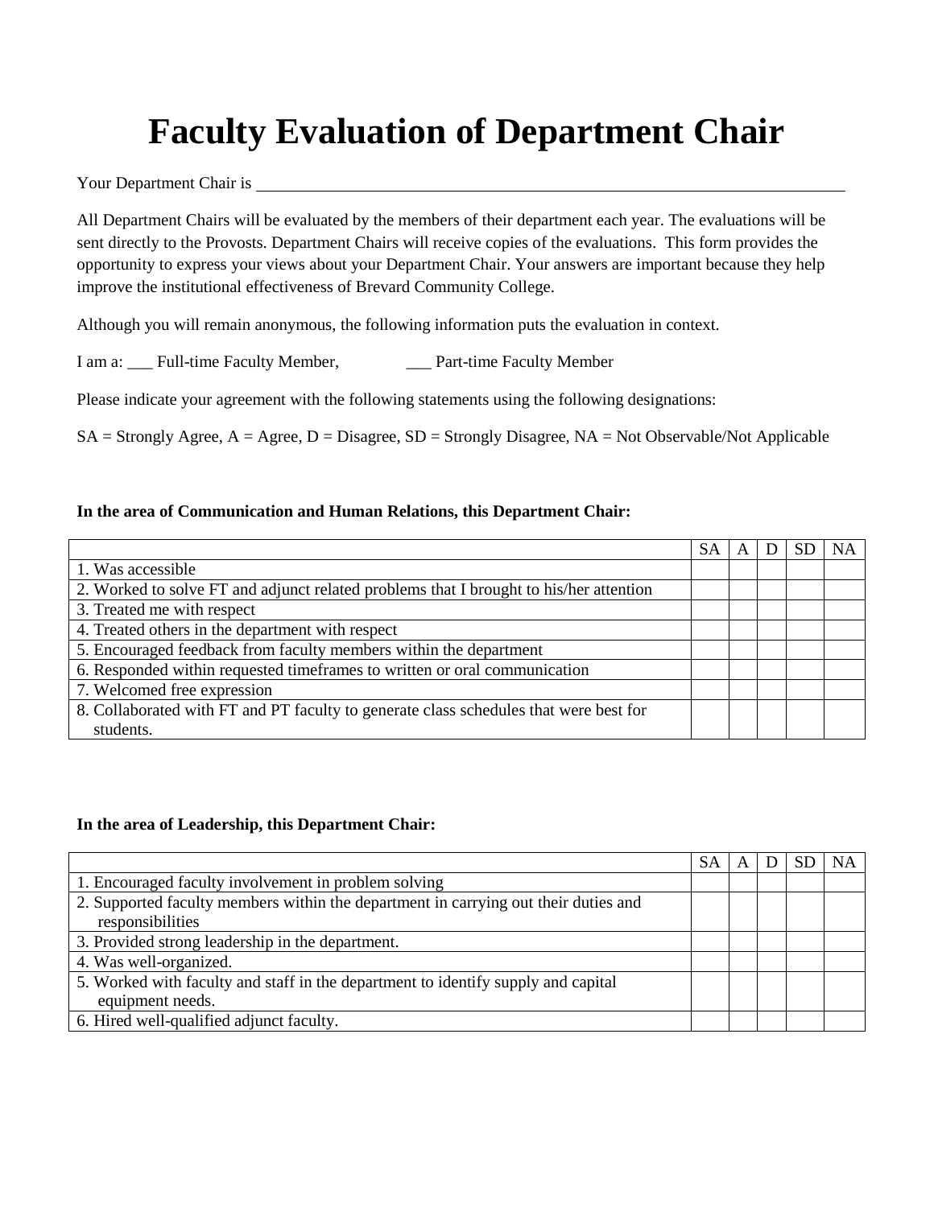# Faculty Evaluation of Department Chair

Your Department Chair is ______________________________________________

All Department Chairs will be evaluated by the members of their department each year. The evaluations will be sent directly to the Provosts. Department Chairs will receive copies of the evaluations. This form provides the opportunity to express your views about your Department Chair. Your answers are important because they help improve the institutional effectiveness of Brevard Community College.

Although you will remain anonymous, the following information puts the evaluation in context.

I am a: ___ Full-time Faculty Member, ___ Part-time Faculty Member

Please indicate your agreement with the following statements using the following designations:

SA = Strongly Agree, A = Agree, D = Disagree, SD = Strongly Disagree, NA = Not Observable/Not Applicable

**In the area of Communication and Human Relations, this Department Chair:**

| | SA | A | D | SD | NA |
|---|---|---|---|---|---|
| 1. Was accessible | | | | | |
| 2. Worked to solve FT and adjunct related problems that I brought to his/her attention | | | | | |
| 3. Treated me with respect | | | | | |
| 4. Treated others in the department with respect | | | | | |
| 5. Encouraged feedback from faculty members within the department | | | | | |
| 6. Responded within requested timeframes to written or oral communication | | | | | |
| 7. Welcomed free expression | | | | | |
| 8. Collaborated with FT and PT faculty to generate class schedules that were best for students. | | | | | |

**In the area of Leadership, this Department Chair:**

| | SA | A | D | SD | NA |
|---|---|---|---|---|---|
| 1. Encouraged faculty involvement in problem solving | | | | | |
| 2. Supported faculty members within the department in carrying out their duties and responsibilities | | | | | |
| 3. Provided strong leadership in the department. | | | | | |
| 4. Was well-organized. | | | | | |
| 5. Worked with faculty and staff in the department to identify supply and capital equipment needs. | | | | | |
| 6. Hired well-qualified adjunct faculty. | | | | | |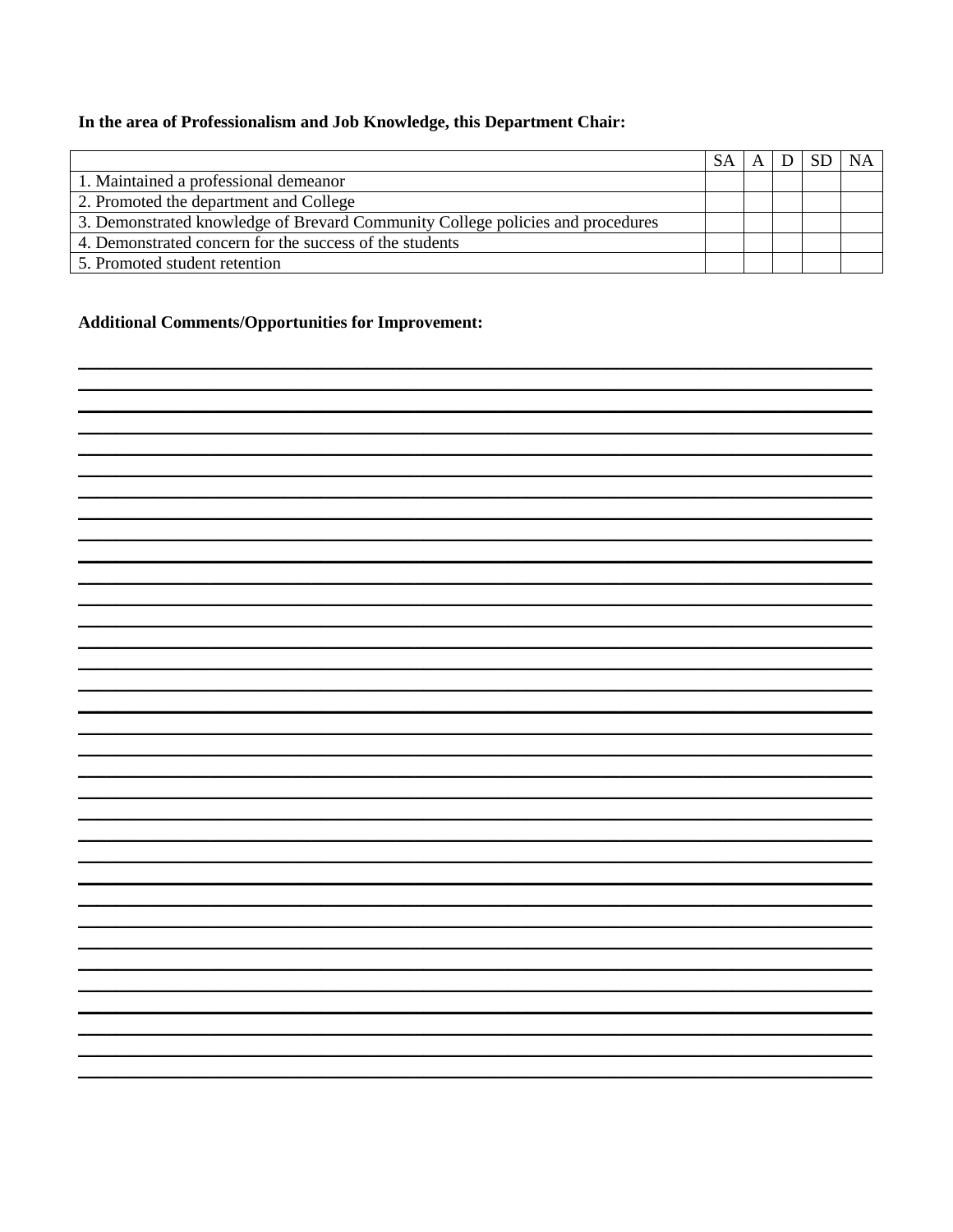**In the area of Professionalism and Job Knowledge, this Department Chair:**

| | SA | A | D | SD | NA |
|---|---|---|---|---|---|
| 1. Maintained a professional demeanor | | | | | |
| 2. Promoted the department and College | | | | | |
| 3. Demonstrated knowledge of Brevard Community College policies and procedures | | | | | |
| 4. Demonstrated concern for the success of the students | | | | | |
| 5. Promoted student retention | | | | | |

**Additional Comments/Opportunities for Improvement:**